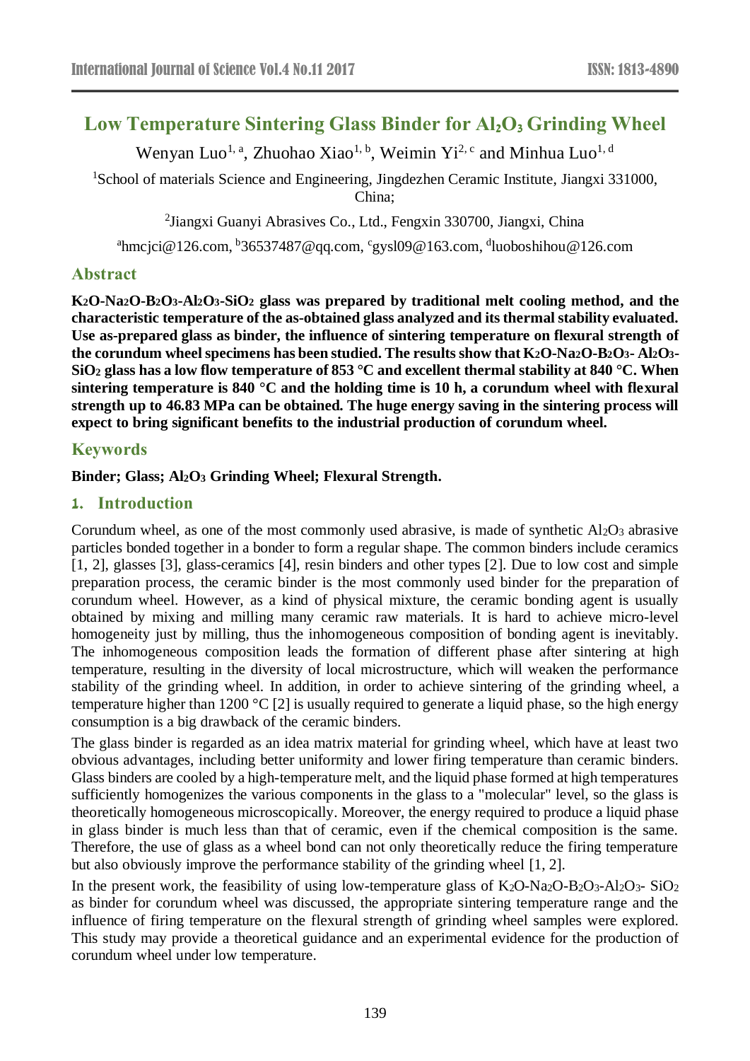# Low Temperature Sintering Glass Binder for $Al_2O_3$ Grinding Wheel

Wenyan Luo[1, a], Zhuohao Xiao[1, b], Weimin Yi[2, c] and Minhua Luo[1, d]

[1]School of materials Science and Engineering, Jingdezhen Ceramic Institute, Jiangxi 331000, China;

[2]Jiangxi Guanyi Abrasives Co., Ltd., Fengxin 330700, Jiangxi, China

[a]hmcjci@126.com, [b]36537487@qq.com, [c]gysl09@163.com, [d]luoboshihou@126.com

## Abstract

**$K_2O$-$Na_2O$-$B_2O_3$-$Al_2O_3$-$SiO_2$ glass was prepared by traditional melt cooling method, and the characteristic temperature of the as-obtained glass analyzed and its thermal stability evaluated. Use as-prepared glass as binder, the influence of sintering temperature on flexural strength of the corundum wheel specimens has been studied. The results show that $K_2O$-$Na_2O$-$B_2O_3$- $Al_2O_3$-$SiO_2$ glass has a low flow temperature of 853 °C and excellent thermal stability at 840 °C. When sintering temperature is 840 °C and the holding time is 10 h, a corundum wheel with flexural strength up to 46.83 MPa can be obtained. The huge energy saving in the sintering process will expect to bring significant benefits to the industrial production of corundum wheel.**

## Keywords

**Binder; Glass; $Al_2O_3$ Grinding Wheel; Flexural Strength.**

## 1. Introduction

Corundum wheel, as one of the most commonly used abrasive, is made of synthetic $Al_2O_3$ abrasive particles bonded together in a bonder to form a regular shape. The common binders include ceramics [1, 2], glasses [3], glass-ceramics [4], resin binders and other types [2]. Due to low cost and simple preparation process, the ceramic binder is the most commonly used binder for the preparation of corundum wheel. However, as a kind of physical mixture, the ceramic bonding agent is usually obtained by mixing and milling many ceramic raw materials. It is hard to achieve micro-level homogeneity just by milling, thus the inhomogeneous composition of bonding agent is inevitably. The inhomogeneous composition leads the formation of different phase after sintering at high temperature, resulting in the diversity of local microstructure, which will weaken the performance stability of the grinding wheel. In addition, in order to achieve sintering of the grinding wheel, a temperature higher than 1200 °C [2] is usually required to generate a liquid phase, so the high energy consumption is a big drawback of the ceramic binders.

The glass binder is regarded as an idea matrix material for grinding wheel, which have at least two obvious advantages, including better uniformity and lower firing temperature than ceramic binders. Glass binders are cooled by a high-temperature melt, and the liquid phase formed at high temperatures sufficiently homogenizes the various components in the glass to a "molecular" level, so the glass is theoretically homogeneous microscopically. Moreover, the energy required to produce a liquid phase in glass binder is much less than that of ceramic, even if the chemical composition is the same. Therefore, the use of glass as a wheel bond can not only theoretically reduce the firing temperature but also obviously improve the performance stability of the grinding wheel [1, 2].

In the present work, the feasibility of using low-temperature glass of $K_2O$-$Na_2O$-$B_2O_3$-$Al_2O_3$- $SiO_2$ as binder for corundum wheel was discussed, the appropriate sintering temperature range and the influence of firing temperature on the flexural strength of grinding wheel samples were explored. This study may provide a theoretical guidance and an experimental evidence for the production of corundum wheel under low temperature.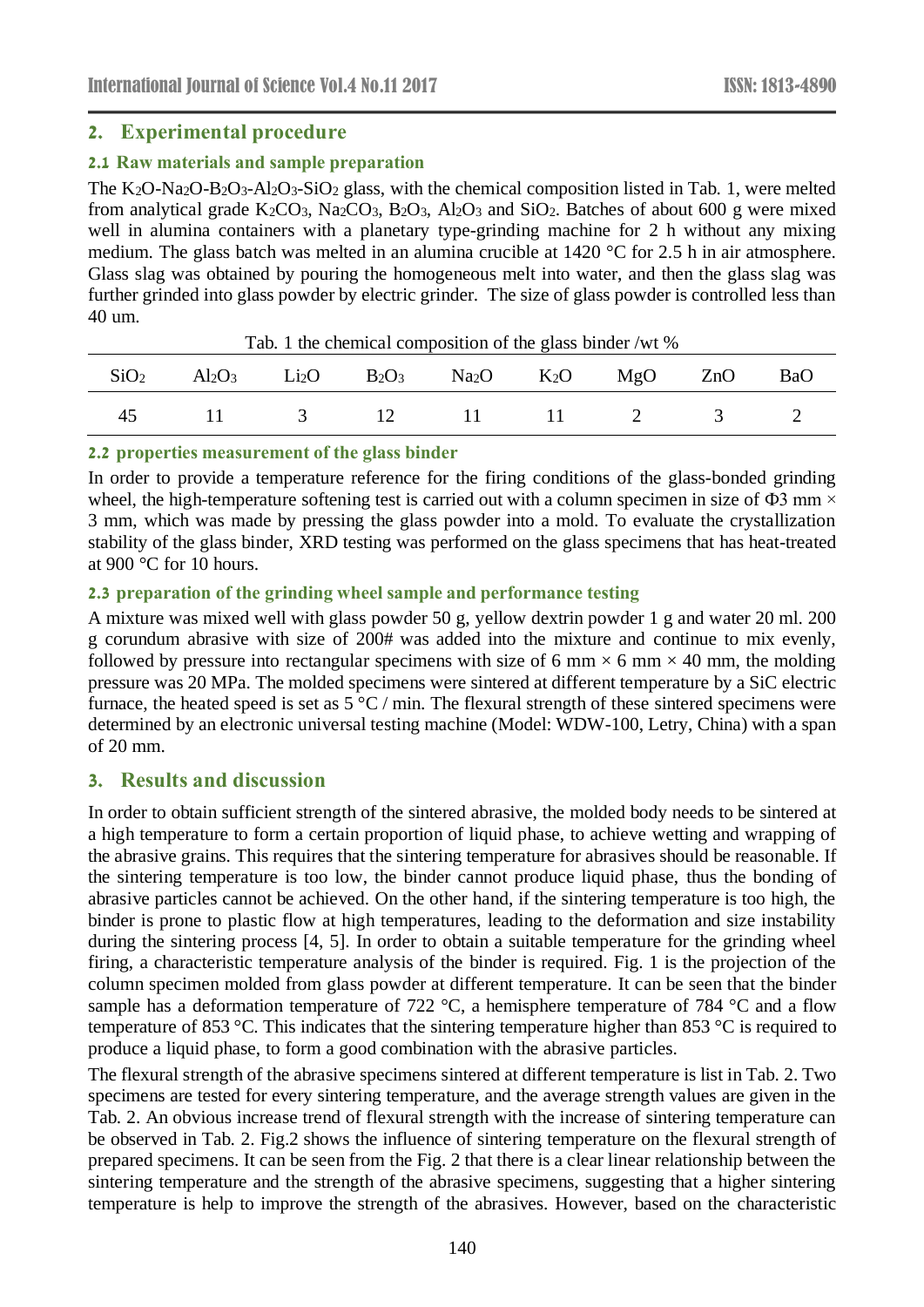## 2. Experimental procedure

### 2.1 Raw materials and sample preparation

The $K_2O$-$Na_2O$-$B_2O_3$-$Al_2O_3$-$SiO_2$ glass, with the chemical composition listed in Tab. 1, were melted from analytical grade $K_2CO_3$, $Na_2CO_3$, $B_2O_3$, $Al_2O_3$ and $SiO_2$. Batches of about 600 g were mixed well in alumina containers with a planetary type-grinding machine for 2 h without any mixing medium. The glass batch was melted in an alumina crucible at 1420 °C for 2.5 h in air atmosphere. Glass slag was obtained by pouring the homogeneous melt into water, and then the glass slag was further grinded into glass powder by electric grinder. The size of glass powder is controlled less than 40 um.

Tab. 1 the chemical composition of the glass binder /wt %

| $SiO_2$ | $Al_2O_3$ | $Li_2O$ | $B_2O_3$ | $Na_2O$ | $K_2O$ | MgO | ZnO | BaO |
|---|---|---|---|---|---|---|---|---|
| 45 | 11 | 3 | 12 | 11 | 11 | 2 | 3 | 2 |

### 2.2 properties measurement of the glass binder

In order to provide a temperature reference for the firing conditions of the glass-bonded grinding wheel, the high-temperature softening test is carried out with a column specimen in size of Φ3 mm × 3 mm, which was made by pressing the glass powder into a mold. To evaluate the crystallization stability of the glass binder, XRD testing was performed on the glass specimens that has heat-treated at 900 °C for 10 hours.

### 2.3 preparation of the grinding wheel sample and performance testing

A mixture was mixed well with glass powder 50 g, yellow dextrin powder 1 g and water 20 ml. 200 g corundum abrasive with size of 200# was added into the mixture and continue to mix evenly, followed by pressure into rectangular specimens with size of 6 mm × 6 mm × 40 mm, the molding pressure was 20 MPa. The molded specimens were sintered at different temperature by a SiC electric furnace, the heated speed is set as 5 °C / min. The flexural strength of these sintered specimens were determined by an electronic universal testing machine (Model: WDW-100, Letry, China) with a span of 20 mm.

## 3. Results and discussion

In order to obtain sufficient strength of the sintered abrasive, the molded body needs to be sintered at a high temperature to form a certain proportion of liquid phase, to achieve wetting and wrapping of the abrasive grains. This requires that the sintering temperature for abrasives should be reasonable. If the sintering temperature is too low, the binder cannot produce liquid phase, thus the bonding of abrasive particles cannot be achieved. On the other hand, if the sintering temperature is too high, the binder is prone to plastic flow at high temperatures, leading to the deformation and size instability during the sintering process [4, 5]. In order to obtain a suitable temperature for the grinding wheel firing, a characteristic temperature analysis of the binder is required. Fig. 1 is the projection of the column specimen molded from glass powder at different temperature. It can be seen that the binder sample has a deformation temperature of 722 °C, a hemisphere temperature of 784 °C and a flow temperature of 853 °C. This indicates that the sintering temperature higher than 853 °C is required to produce a liquid phase, to form a good combination with the abrasive particles.

The flexural strength of the abrasive specimens sintered at different temperature is list in Tab. 2. Two specimens are tested for every sintering temperature, and the average strength values are given in the Tab. 2. An obvious increase trend of flexural strength with the increase of sintering temperature can be observed in Tab. 2. Fig.2 shows the influence of sintering temperature on the flexural strength of prepared specimens. It can be seen from the Fig. 2 that there is a clear linear relationship between the sintering temperature and the strength of the abrasive specimens, suggesting that a higher sintering temperature is help to improve the strength of the abrasives. However, based on the characteristic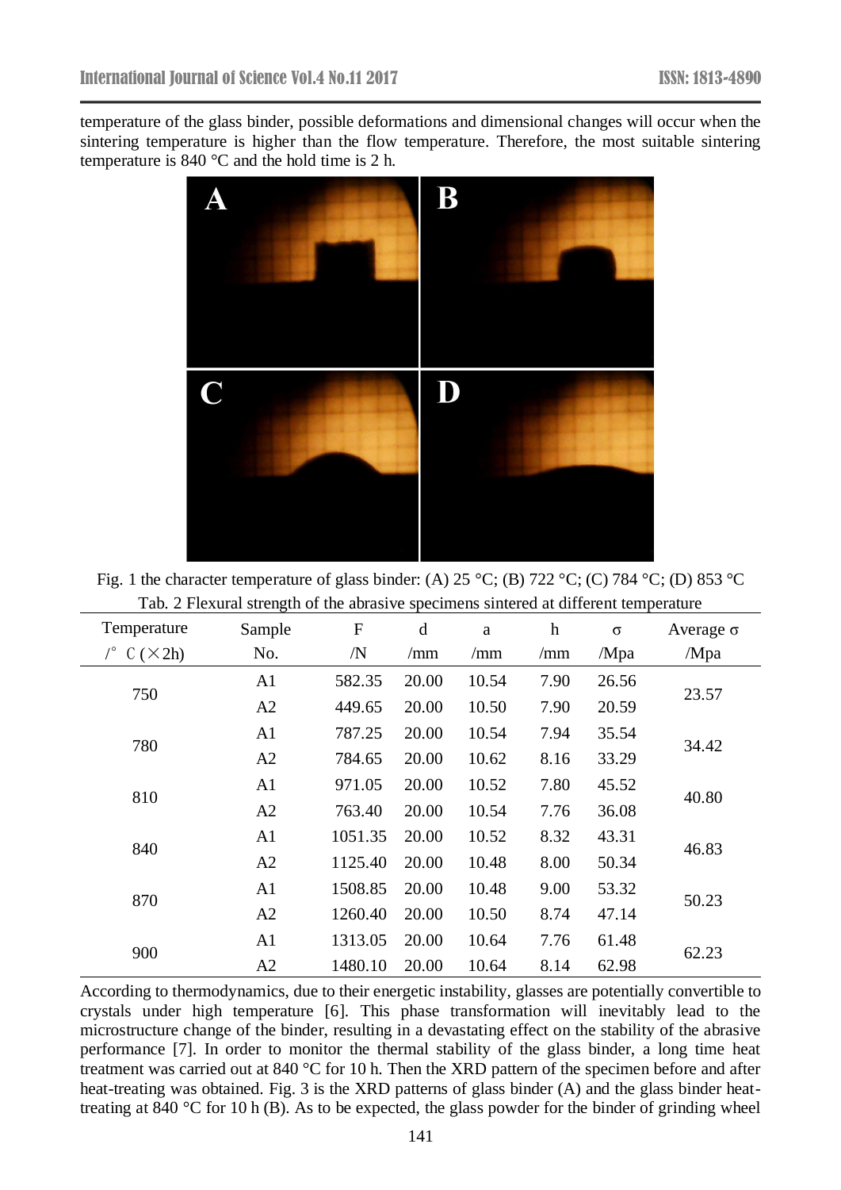temperature of the glass binder, possible deformations and dimensional changes will occur when the sintering temperature is higher than the flow temperature. Therefore, the most suitable sintering temperature is 840 °C and the hold time is 2 h.

Fig. 1 the character temperature of glass binder: (A) 25 °C; (B) 722 °C; (C) 784 °C; (D) 853 °C

Tab. 2 Flexural strength of the abrasive specimens sintered at different temperature

| Temperature /° C (×2h) | Sample No. | F /N | d /mm | a /mm | h /mm | σ /Mpa | Average σ /Mpa |
|---|---|---|---|---|---|---|---|
| 750 | A1 | 582.35 | 20.00 | 10.54 | 7.90 | 26.56 | 23.57 |
| | A2 | 449.65 | 20.00 | 10.50 | 7.90 | 20.59 | |
| 780 | A1 | 787.25 | 20.00 | 10.54 | 7.94 | 35.54 | 34.42 |
| | A2 | 784.65 | 20.00 | 10.62 | 8.16 | 33.29 | |
| 810 | A1 | 971.05 | 20.00 | 10.52 | 7.80 | 45.52 | 40.80 |
| | A2 | 763.40 | 20.00 | 10.54 | 7.76 | 36.08 | |
| 840 | A1 | 1051.35 | 20.00 | 10.52 | 8.32 | 43.31 | 46.83 |
| | A2 | 1125.40 | 20.00 | 10.48 | 8.00 | 50.34 | |
| 870 | A1 | 1508.85 | 20.00 | 10.48 | 9.00 | 53.32 | 50.23 |
| | A2 | 1260.40 | 20.00 | 10.50 | 8.74 | 47.14 | |
| 900 | A1 | 1313.05 | 20.00 | 10.64 | 7.76 | 61.48 | 62.23 |
| | A2 | 1480.10 | 20.00 | 10.64 | 8.14 | 62.98 | |

According to thermodynamics, due to their energetic instability, glasses are potentially convertible to crystals under high temperature [6]. This phase transformation will inevitably lead to the microstructure change of the binder, resulting in a devastating effect on the stability of the abrasive performance [7]. In order to monitor the thermal stability of the glass binder, a long time heat treatment was carried out at 840 °C for 10 h. Then the XRD pattern of the specimen before and after heat-treating was obtained. Fig. 3 is the XRD patterns of glass binder (A) and the glass binder heat-treating at 840 °C for 10 h (B). As to be expected, the glass powder for the binder of grinding wheel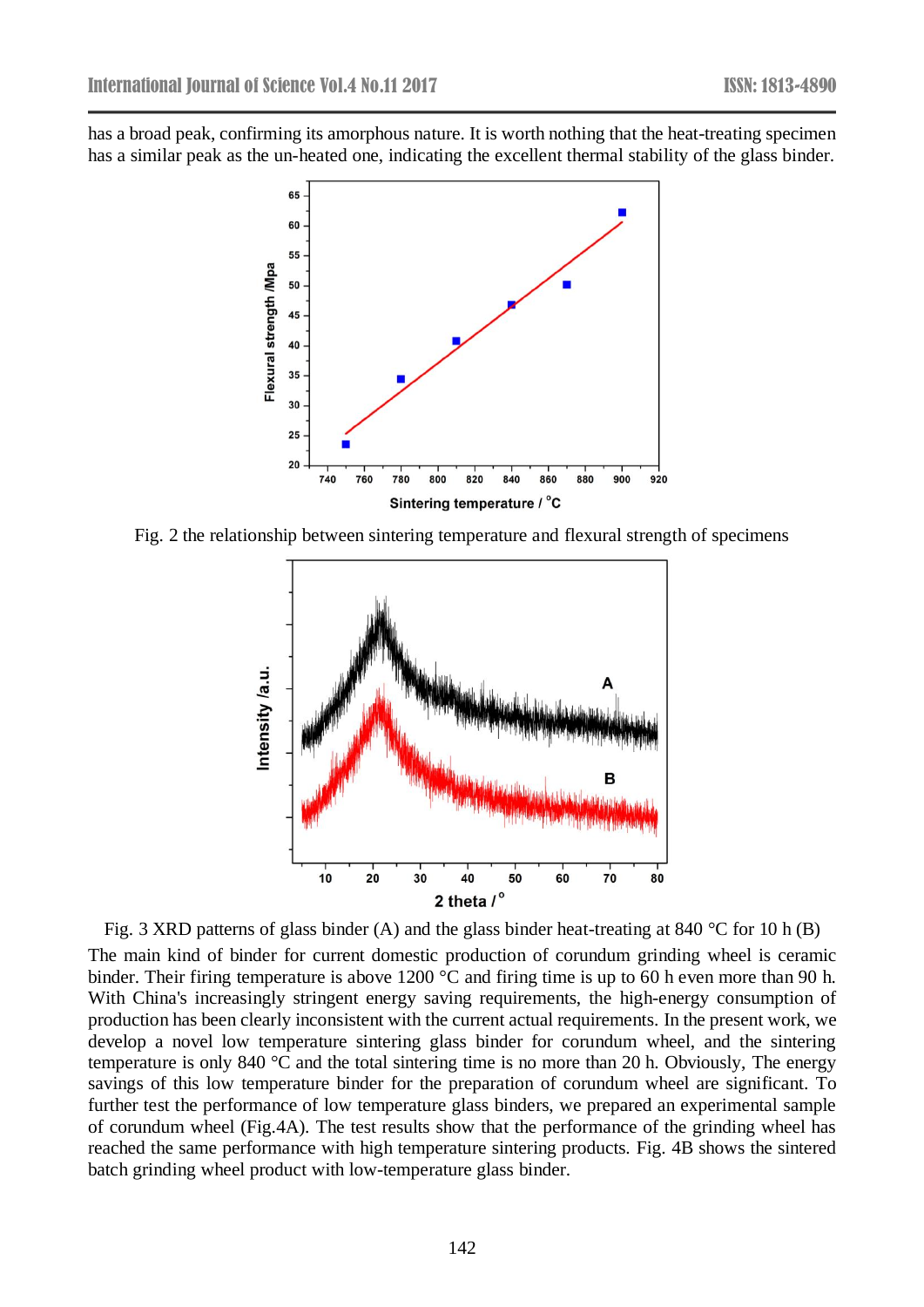has a broad peak, confirming its amorphous nature. It is worth nothing that the heat-treating specimen has a similar peak as the un-heated one, indicating the excellent thermal stability of the glass binder.

Fig. 2 the relationship between sintering temperature and flexural strength of specimens

Fig. 3 XRD patterns of glass binder (A) and the glass binder heat-treating at 840 °C for 10 h (B)

The main kind of binder for current domestic production of corundum grinding wheel is ceramic binder. Their firing temperature is above 1200 °C and firing time is up to 60 h even more than 90 h. With China's increasingly stringent energy saving requirements, the high-energy consumption of production has been clearly inconsistent with the current actual requirements. In the present work, we develop a novel low temperature sintering glass binder for corundum wheel, and the sintering temperature is only 840 °C and the total sintering time is no more than 20 h. Obviously, The energy savings of this low temperature binder for the preparation of corundum wheel are significant. To further test the performance of low temperature glass binders, we prepared an experimental sample of corundum wheel (Fig.4A). The test results show that the performance of the grinding wheel has reached the same performance with high temperature sintering products. Fig. 4B shows the sintered batch grinding wheel product with low-temperature glass binder.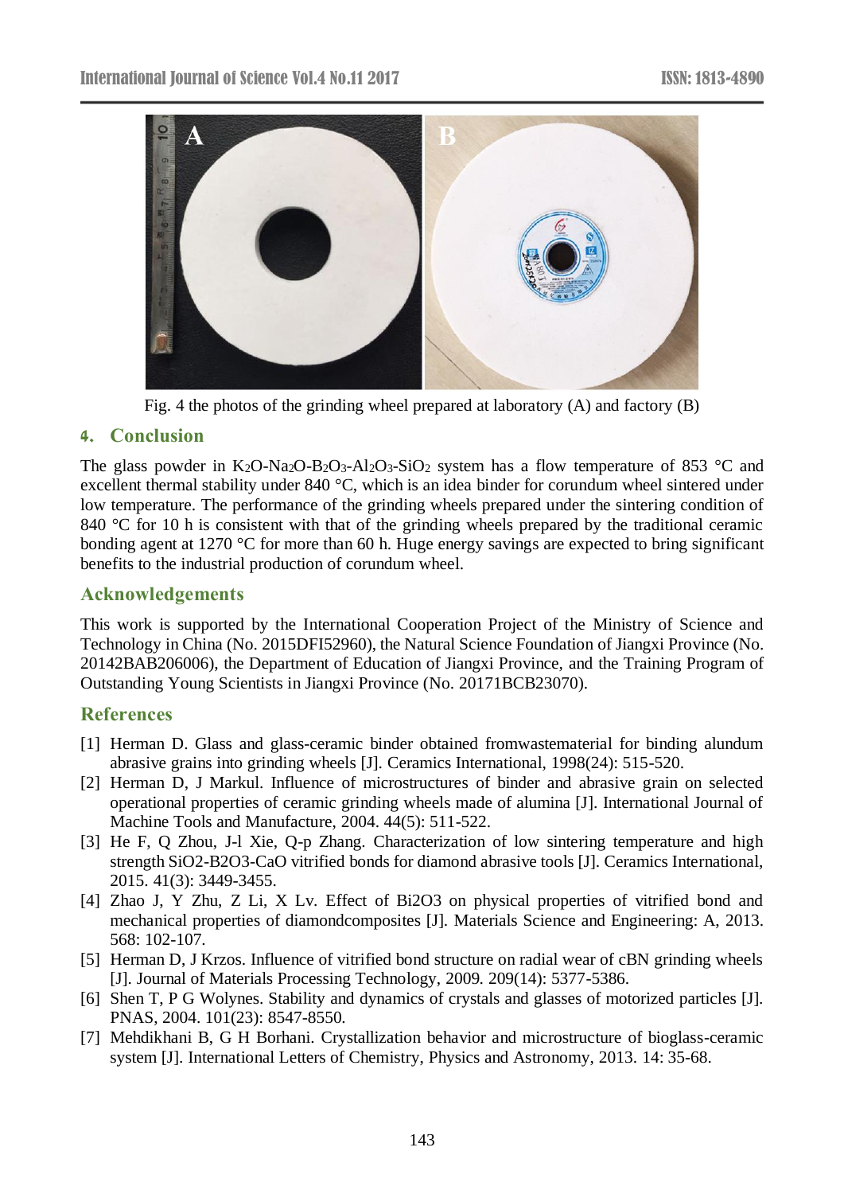Fig. 4 the photos of the grinding wheel prepared at laboratory (A) and factory (B)

## 4. Conclusion

The glass powder in $K_2O$-$Na_2O$-$B_2O_3$-$Al_2O_3$-$SiO_2$ system has a flow temperature of 853 °C and excellent thermal stability under 840 °C, which is an idea binder for corundum wheel sintered under low temperature. The performance of the grinding wheels prepared under the sintering condition of 840 °C for 10 h is consistent with that of the grinding wheels prepared by the traditional ceramic bonding agent at 1270 °C for more than 60 h. Huge energy savings are expected to bring significant benefits to the industrial production of corundum wheel.

## Acknowledgements

This work is supported by the International Cooperation Project of the Ministry of Science and Technology in China (No. 2015DFI52960), the Natural Science Foundation of Jiangxi Province (No. 20142BAB206006), the Department of Education of Jiangxi Province, and the Training Program of Outstanding Young Scientists in Jiangxi Province (No. 20171BCB23070).

## References

[1] Herman D. Glass and glass-ceramic binder obtained fromwastematerial for binding alundum abrasive grains into grinding wheels [J]. Ceramics International, 1998(24): 515-520.

[2] Herman D, J Markul. Influence of microstructures of binder and abrasive grain on selected operational properties of ceramic grinding wheels made of alumina [J]. International Journal of Machine Tools and Manufacture, 2004. 44(5): 511-522.

[3] He F, Q Zhou, J-l Xie, Q-p Zhang. Characterization of low sintering temperature and high strength SiO2-B2O3-CaO vitrified bonds for diamond abrasive tools [J]. Ceramics International, 2015. 41(3): 3449-3455.

[4] Zhao J, Y Zhu, Z Li, X Lv. Effect of Bi2O3 on physical properties of vitrified bond and mechanical properties of diamondcomposites [J]. Materials Science and Engineering: A, 2013. 568: 102-107.

[5] Herman D, J Krzos. Influence of vitrified bond structure on radial wear of cBN grinding wheels [J]. Journal of Materials Processing Technology, 2009. 209(14): 5377-5386.

[6] Shen T, P G Wolynes. Stability and dynamics of crystals and glasses of motorized particles [J]. PNAS, 2004. 101(23): 8547-8550.

[7] Mehdikhani B, G H Borhani. Crystallization behavior and microstructure of bioglass-ceramic system [J]. International Letters of Chemistry, Physics and Astronomy, 2013. 14: 35-68.